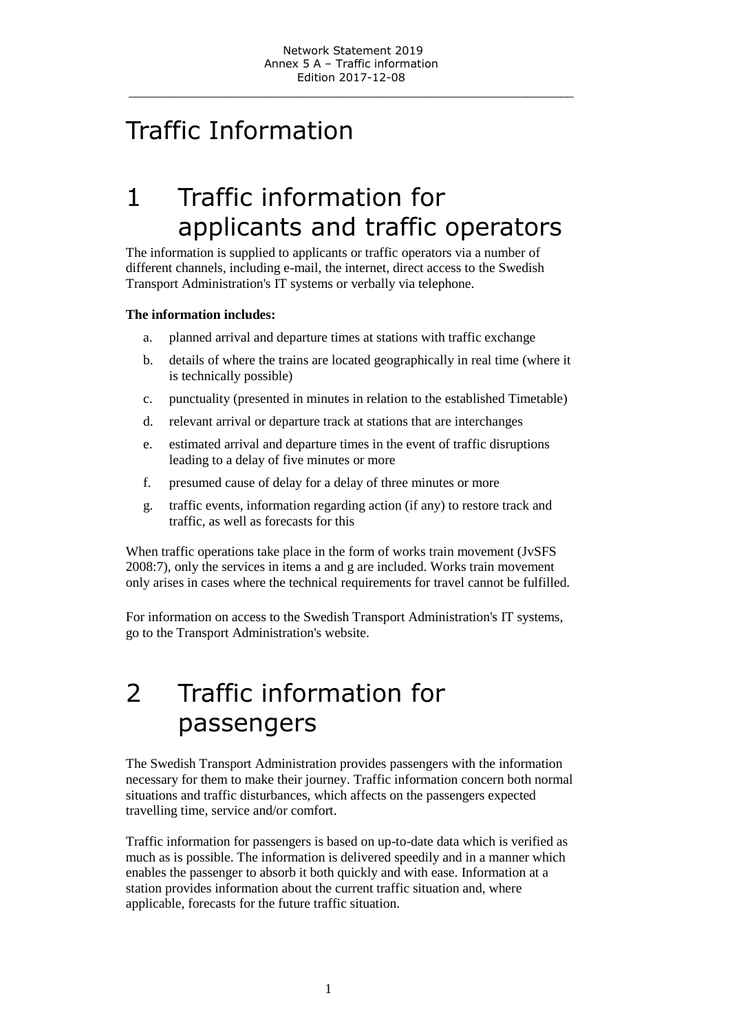# Traffic Information

## 1 Traffic information for applicants and traffic operators

The information is supplied to applicants or traffic operators via a number of different channels, including e-mail, the internet, direct access to the Swedish Transport Administration's IT systems or verbally via telephone.

**The information includes:**

a. planned arrival and departure times at stations with traffic exchange

b. details of where the trains are located geographically in real time (where it is technically possible)

c. punctuality (presented in minutes in relation to the established Timetable)

d. relevant arrival or departure track at stations that are interchanges

e. estimated arrival and departure times in the event of traffic disruptions leading to a delay of five minutes or more

f. presumed cause of delay for a delay of three minutes or more

g. traffic events, information regarding action (if any) to restore track and traffic, as well as forecasts for this

When traffic operations take place in the form of works train movement (JvSFS 2008:7), only the services in items a and g are included. Works train movement only arises in cases where the technical requirements for travel cannot be fulfilled.

For information on access to the Swedish Transport Administration's IT systems, go to the Transport Administration's website.

## 2 Traffic information for passengers

The Swedish Transport Administration provides passengers with the information necessary for them to make their journey. Traffic information concern both normal situations and traffic disturbances, which affects on the passengers expected travelling time, service and/or comfort.

Traffic information for passengers is based on up-to-date data which is verified as much as is possible. The information is delivered speedily and in a manner which enables the passenger to absorb it both quickly and with ease. Information at a station provides information about the current traffic situation and, where applicable, forecasts for the future traffic situation.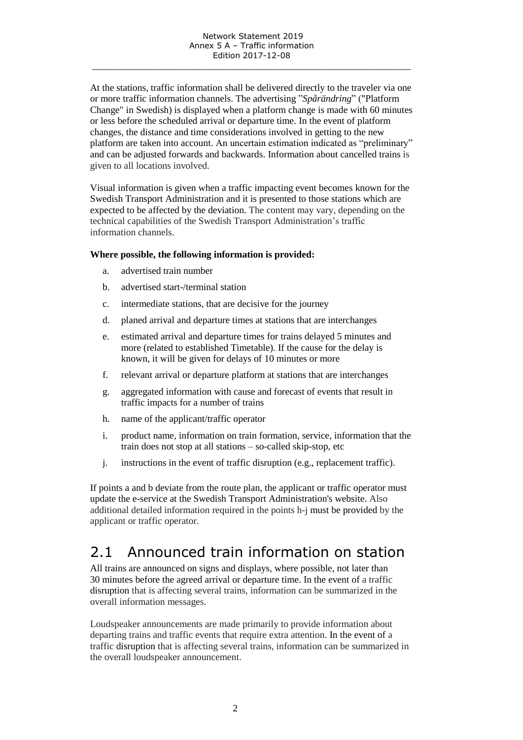At the stations, traffic information shall be delivered directly to the traveler via one or more traffic information channels. The advertising "*Spårändring*" ("Platform Change" in Swedish) is displayed when a platform change is made with 60 minutes or less before the scheduled arrival or departure time. In the event of platform changes, the distance and time considerations involved in getting to the new platform are taken into account. An uncertain estimation indicated as "preliminary" and can be adjusted forwards and backwards. Information about cancelled trains is given to all locations involved.

Visual information is given when a traffic impacting event becomes known for the Swedish Transport Administration and it is presented to those stations which are expected to be affected by the deviation. The content may vary, depending on the technical capabilities of the Swedish Transport Administration's traffic information channels.

**Where possible, the following information is provided:**

a. advertised train number
b. advertised start-/terminal station
c. intermediate stations, that are decisive for the journey
d. planed arrival and departure times at stations that are interchanges
e. estimated arrival and departure times for trains delayed 5 minutes and more (related to established Timetable). If the cause for the delay is known, it will be given for delays of 10 minutes or more
f. relevant arrival or departure platform at stations that are interchanges
g. aggregated information with cause and forecast of events that result in traffic impacts for a number of trains
h. name of the applicant/traffic operator
i. product name, information on train formation, service, information that the train does not stop at all stations – so-called skip-stop, etc
j. instructions in the event of traffic disruption (e.g., replacement traffic).

If points a and b deviate from the route plan, the applicant or traffic operator must update the e-service at the Swedish Transport Administration's website. Also additional detailed information required in the points h-j must be provided by the applicant or traffic operator.

## 2.1 Announced train information on station

All trains are announced on signs and displays, where possible, not later than 30 minutes before the agreed arrival or departure time. In the event of a traffic disruption that is affecting several trains, information can be summarized in the overall information messages.

Loudspeaker announcements are made primarily to provide information about departing trains and traffic events that require extra attention. In the event of a traffic disruption that is affecting several trains, information can be summarized in the overall loudspeaker announcement.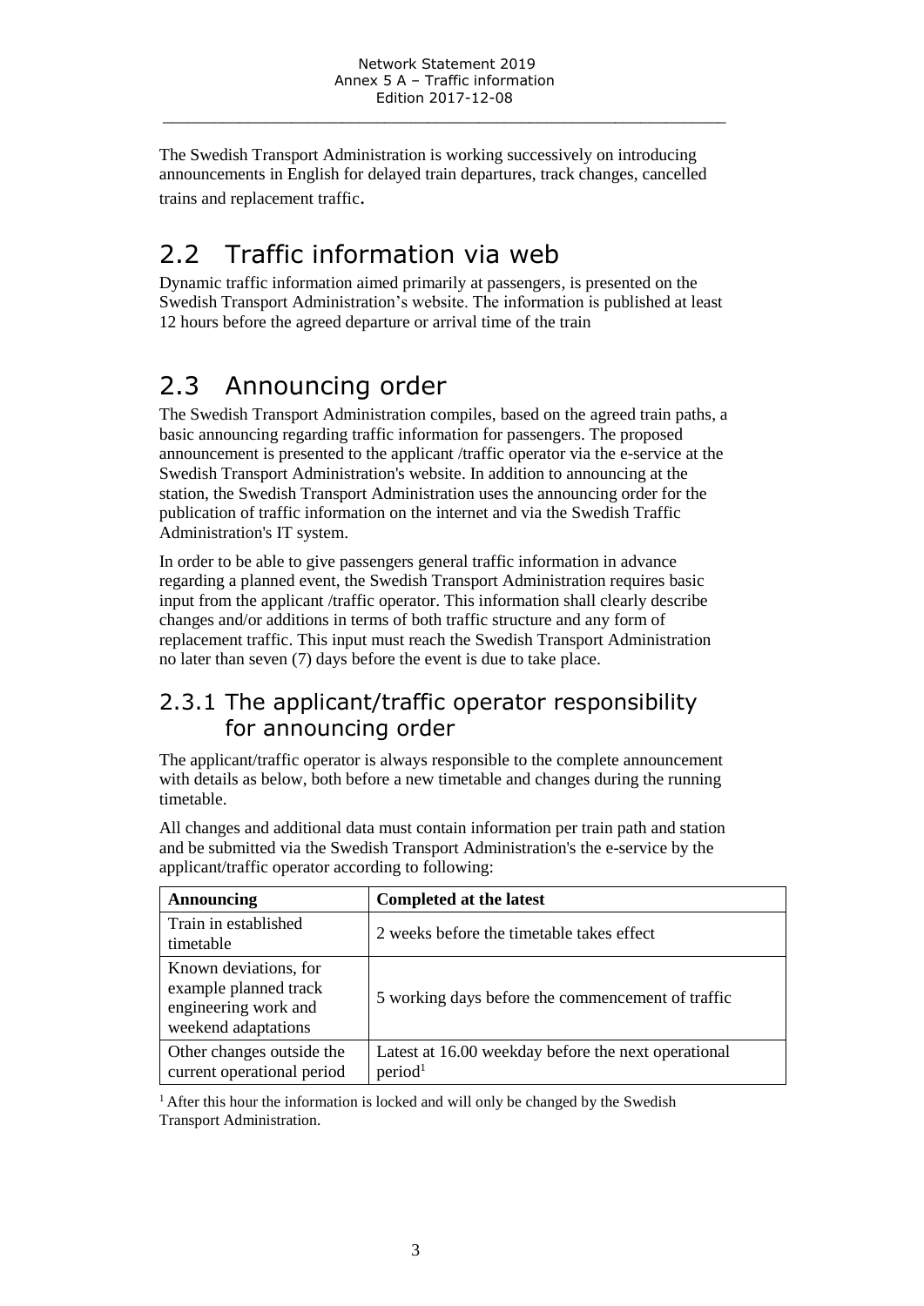The Swedish Transport Administration is working successively on introducing announcements in English for delayed train departures, track changes, cancelled trains and replacement traffic.

## 2.2 Traffic information via web

Dynamic traffic information aimed primarily at passengers, is presented on the Swedish Transport Administration's website. The information is published at least 12 hours before the agreed departure or arrival time of the train

## 2.3 Announcing order

The Swedish Transport Administration compiles, based on the agreed train paths, a basic announcing regarding traffic information for passengers. The proposed announcement is presented to the applicant /traffic operator via the e-service at the Swedish Transport Administration's website. In addition to announcing at the station, the Swedish Transport Administration uses the announcing order for the publication of traffic information on the internet and via the Swedish Traffic Administration's IT system.

In order to be able to give passengers general traffic information in advance regarding a planned event, the Swedish Transport Administration requires basic input from the applicant /traffic operator. This information shall clearly describe changes and/or additions in terms of both traffic structure and any form of replacement traffic. This input must reach the Swedish Transport Administration no later than seven (7) days before the event is due to take place.

### 2.3.1 The applicant/traffic operator responsibility for announcing order

The applicant/traffic operator is always responsible to the complete announcement with details as below, both before a new timetable and changes during the running timetable.

All changes and additional data must contain information per train path and station and be submitted via the Swedish Transport Administration's the e-service by the applicant/traffic operator according to following:

| **Announcing** | **Completed at the latest** |
|---|---|
| Train in established timetable | 2 weeks before the timetable takes effect |
| Known deviations, for example planned track engineering work and weekend adaptations | 5 working days before the commencement of traffic |
| Other changes outside the current operational period | Latest at 16.00 weekday before the next operational period[1] |

[1] After this hour the information is locked and will only be changed by the Swedish Transport Administration.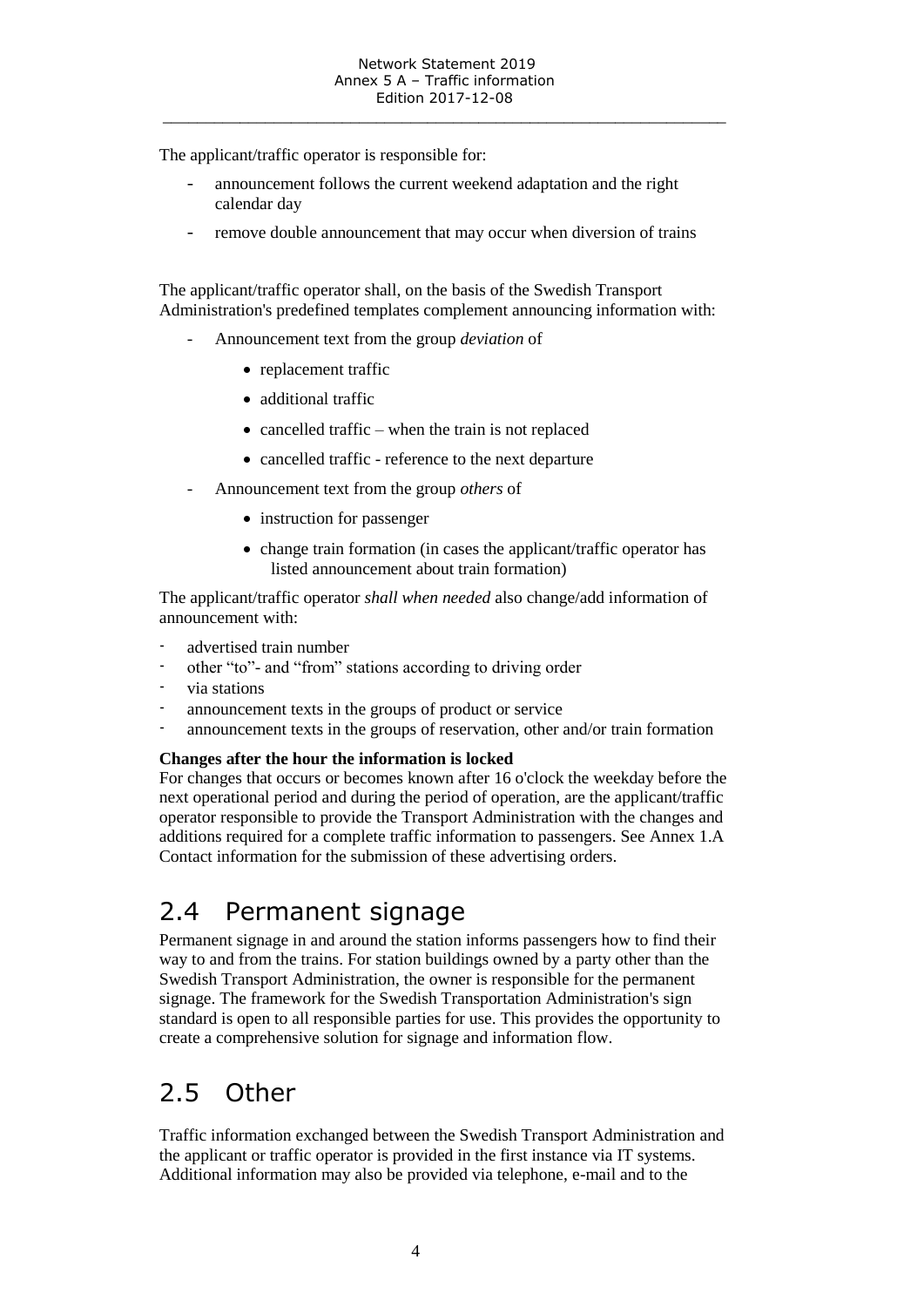The applicant/traffic operator is responsible for:

- announcement follows the current weekend adaptation and the right calendar day
- remove double announcement that may occur when diversion of trains

The applicant/traffic operator shall, on the basis of the Swedish Transport Administration's predefined templates complement announcing information with:

- Announcement text from the group *deviation* of
    - replacement traffic
    - additional traffic
    - cancelled traffic – when the train is not replaced
    - cancelled traffic - reference to the next departure
- Announcement text from the group *others* of
    - instruction for passenger
    - change train formation (in cases the applicant/traffic operator has listed announcement about train formation)

The applicant/traffic operator *shall when needed* also change/add information of announcement with:

- advertised train number
- other "to"- and "from" stations according to driving order
- via stations
- announcement texts in the groups of product or service
- announcement texts in the groups of reservation, other and/or train formation

**Changes after the hour the information is locked**

For changes that occurs or becomes known after 16 o'clock the weekday before the next operational period and during the period of operation, are the applicant/traffic operator responsible to provide the Transport Administration with the changes and additions required for a complete traffic information to passengers. See Annex 1.A Contact information for the submission of these advertising orders.

## 2.4 Permanent signage

Permanent signage in and around the station informs passengers how to find their way to and from the trains. For station buildings owned by a party other than the Swedish Transport Administration, the owner is responsible for the permanent signage. The framework for the Swedish Transportation Administration's sign standard is open to all responsible parties for use. This provides the opportunity to create a comprehensive solution for signage and information flow.

## 2.5 Other

Traffic information exchanged between the Swedish Transport Administration and the applicant or traffic operator is provided in the first instance via IT systems. Additional information may also be provided via telephone, e-mail and to the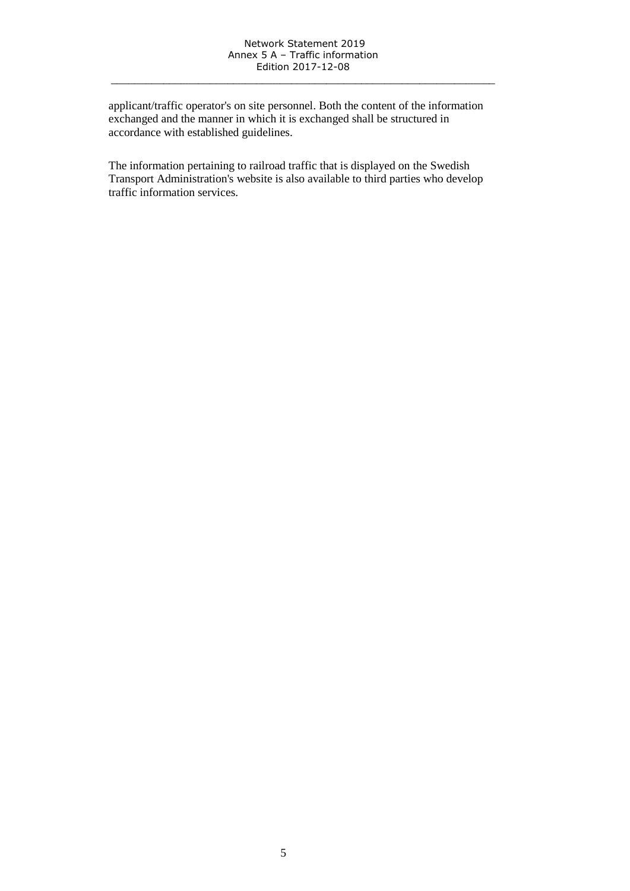applicant/traffic operator's on site personnel. Both the content of the information exchanged and the manner in which it is exchanged shall be structured in accordance with established guidelines.

The information pertaining to railroad traffic that is displayed on the Swedish Transport Administration's website is also available to third parties who develop traffic information services.